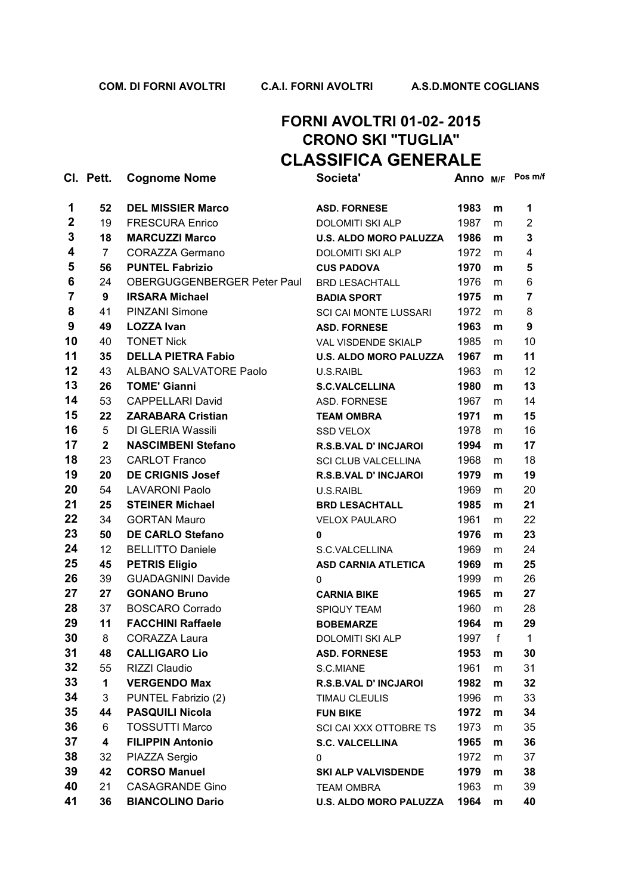COM. DI FORNI AVOLTRI C.A.I. FORNI AVOLTRI A.S.D.MONTE COGLIANS

# FORNI AVOLTRI 01-02- 2015
## CRONO SKI "TUGLIA"
# CLASSIFICA GENERALE

| Cl. | Pett. | Cognome Nome | Societa' | Anno | M/F | Pos m/f |
|---|---|---|---|---|---|---|
| 1 | 52 | **DEL MISSIER Marco** | **ASD. FORNESE** | 1983 | m | 1 |
| 2 | 19 | FRESCURA Enrico | DOLOMITI SKI ALP | 1987 | m | 2 |
| 3 | 18 | **MARCUZZI Marco** | **U.S. ALDO MORO PALUZZA** | 1986 | m | 3 |
| 4 | 7 | CORAZZA Germano | DOLOMITI SKI ALP | 1972 | m | 4 |
| 5 | 56 | **PUNTEL Fabrizio** | **CUS PADOVA** | 1970 | m | 5 |
| 6 | 24 | OBERGUGGENBERGER Peter Paul | BRD LESACHTALL | 1976 | m | 6 |
| 7 | 9 | **IRSARA Michael** | **BADIA SPORT** | 1975 | m | 7 |
| 8 | 41 | PINZANI Simone | SCI CAI MONTE LUSSARI | 1972 | m | 8 |
| 9 | 49 | **LOZZA Ivan** | **ASD. FORNESE** | 1963 | m | 9 |
| 10 | 40 | TONET Nick | VAL VISDENDE SKIALP | 1985 | m | 10 |
| 11 | 35 | **DELLA PIETRA Fabio** | **U.S. ALDO MORO PALUZZA** | 1967 | m | 11 |
| 12 | 43 | ALBANO SALVATORE Paolo | U.S.RAIBL | 1963 | m | 12 |
| 13 | 26 | **TOME' Gianni** | **S.C.VALCELLINA** | 1980 | m | 13 |
| 14 | 53 | CAPPELLARI David | ASD. FORNESE | 1967 | m | 14 |
| 15 | 22 | **ZARABARA Cristian** | **TEAM OMBRA** | 1971 | m | 15 |
| 16 | 5 | DI GLERIA Wassili | SSD VELOX | 1978 | m | 16 |
| 17 | 2 | **NASCIMBENI Stefano** | **R.S.B.VAL D' INCJAROI** | 1994 | m | 17 |
| 18 | 23 | CARLOT Franco | SCI CLUB VALCELLINA | 1968 | m | 18 |
| 19 | 20 | **DE CRIGNIS Josef** | **R.S.B.VAL D' INCJAROI** | 1979 | m | 19 |
| 20 | 54 | LAVARONI Paolo | U.S.RAIBL | 1969 | m | 20 |
| 21 | 25 | **STEINER Michael** | **BRD LESACHTALL** | 1985 | m | 21 |
| 22 | 34 | GORTAN Mauro | VELOX PAULARO | 1961 | m | 22 |
| 23 | 50 | **DE CARLO Stefano** | **0** | 1976 | m | 23 |
| 24 | 12 | BELLITTO Daniele | S.C.VALCELLINA | 1969 | m | 24 |
| 25 | 45 | **PETRIS Eligio** | **ASD CARNIA ATLETICA** | 1969 | m | 25 |
| 26 | 39 | GUADAGNINI Davide | 0 | 1999 | m | 26 |
| 27 | 27 | **GONANO Bruno** | **CARNIA BIKE** | 1965 | m | 27 |
| 28 | 37 | BOSCARO Corrado | SPIQUY TEAM | 1960 | m | 28 |
| 29 | 11 | **FACCHINI Raffaele** | **BOBEMARZE** | 1964 | m | 29 |
| 30 | 8 | CORAZZA Laura | DOLOMITI SKI ALP | 1997 | f | 1 |
| 31 | 48 | **CALLIGARO Lio** | **ASD. FORNESE** | 1953 | m | 30 |
| 32 | 55 | RIZZI Claudio | S.C.MIANE | 1961 | m | 31 |
| 33 | 1 | **VERGENDO Max** | **R.S.B.VAL D' INCJAROI** | 1982 | m | 32 |
| 34 | 3 | PUNTEL Fabrizio (2) | TIMAU CLEULIS | 1996 | m | 33 |
| 35 | 44 | **PASQUILI Nicola** | **FUN BIKE** | 1972 | m | 34 |
| 36 | 6 | TOSSUTTI Marco | SCI CAI XXX OTTOBRE TS | 1973 | m | 35 |
| 37 | 4 | **FILIPPIN Antonio** | **S.C. VALCELLINA** | 1965 | m | 36 |
| 38 | 32 | PIAZZA Sergio | 0 | 1972 | m | 37 |
| 39 | 42 | **CORSO Manuel** | **SKI ALP VALVISDENDE** | 1979 | m | 38 |
| 40 | 21 | CASAGRANDE Gino | TEAM OMBRA | 1963 | m | 39 |
| 41 | 36 | **BIANCOLINO Dario** | **U.S. ALDO MORO PALUZZA** | 1964 | m | 40 |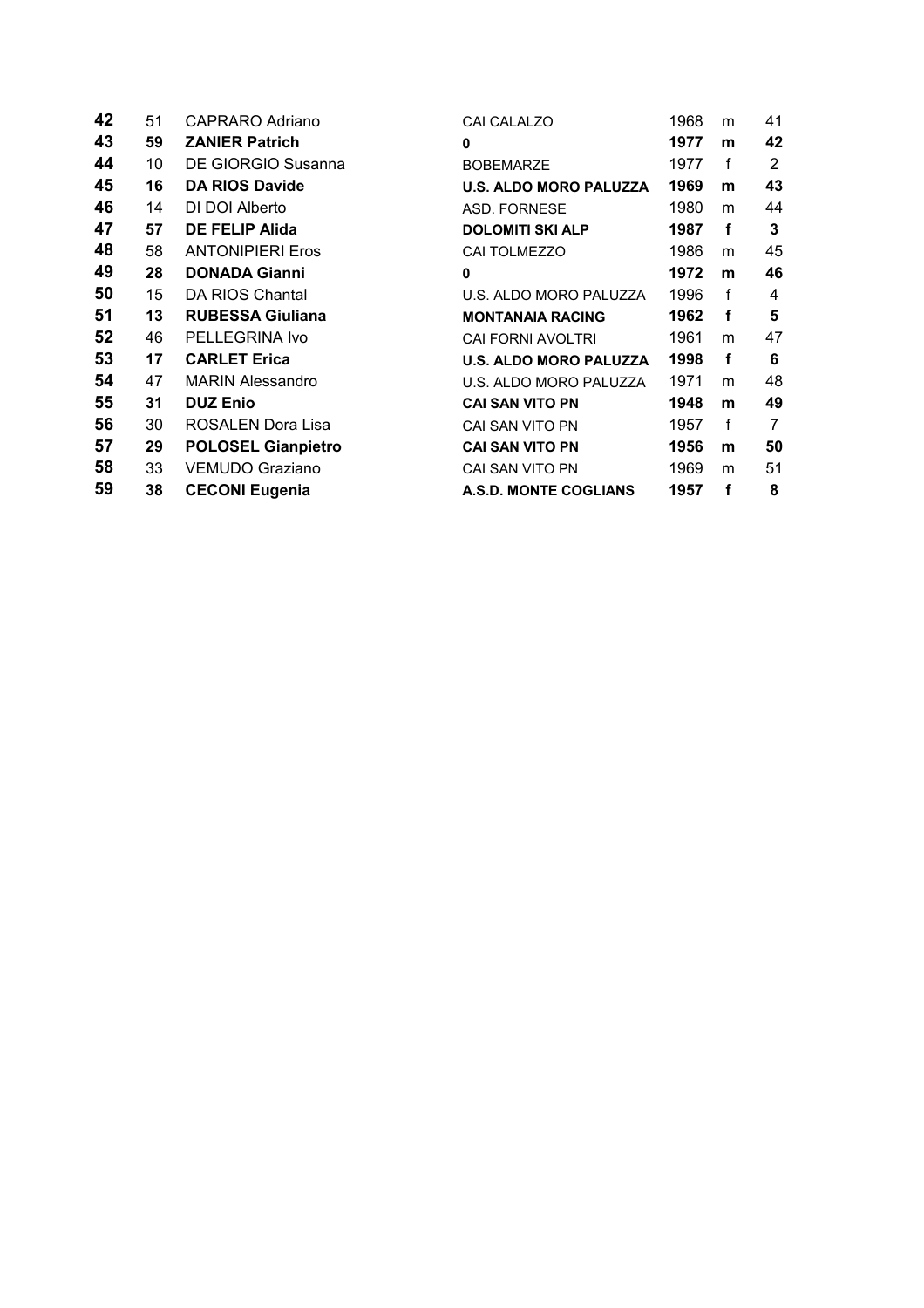| | | | | | | |
|---|---|---|---|---|---|---|
| **42** | 51 | CAPRARO Adriano | CAI CALALZO | 1968 | m | 41 |
| **43** | **59** | **ZANIER Patrich** | **0** | **1977** | **m** | **42** |
| **44** | 10 | DE GIORGIO Susanna | BOBEMARZE | 1977 | f | 2 |
| **45** | **16** | **DA RIOS Davide** | **U.S. ALDO MORO PALUZZA** | **1969** | **m** | **43** |
| **46** | 14 | DI DOI Alberto | ASD. FORNESE | 1980 | m | 44 |
| **47** | **57** | **DE FELIP Alida** | **DOLOMITI SKI ALP** | **1987** | **f** | **3** |
| **48** | 58 | ANTONIPIERI Eros | CAI TOLMEZZO | 1986 | m | 45 |
| **49** | **28** | **DONADA Gianni** | **0** | **1972** | **m** | **46** |
| **50** | 15 | DA RIOS Chantal | U.S. ALDO MORO PALUZZA | 1996 | f | 4 |
| **51** | **13** | **RUBESSA Giuliana** | **MONTANAIA RACING** | **1962** | **f** | **5** |
| **52** | 46 | PELLEGRINA Ivo | CAI FORNI AVOLTRI | 1961 | m | 47 |
| **53** | **17** | **CARLET Erica** | **U.S. ALDO MORO PALUZZA** | **1998** | **f** | **6** |
| **54** | 47 | MARIN Alessandro | U.S. ALDO MORO PALUZZA | 1971 | m | 48 |
| **55** | **31** | **DUZ Enio** | **CAI SAN VITO PN** | **1948** | **m** | **49** |
| **56** | 30 | ROSALEN Dora Lisa | CAI SAN VITO PN | 1957 | f | 7 |
| **57** | **29** | **POLOSEL Gianpietro** | **CAI SAN VITO PN** | **1956** | **m** | **50** |
| **58** | 33 | VEMUDO Graziano | CAI SAN VITO PN | 1969 | m | 51 |
| **59** | **38** | **CECONI Eugenia** | **A.S.D. MONTE COGLIANS** | **1957** | **f** | **8** |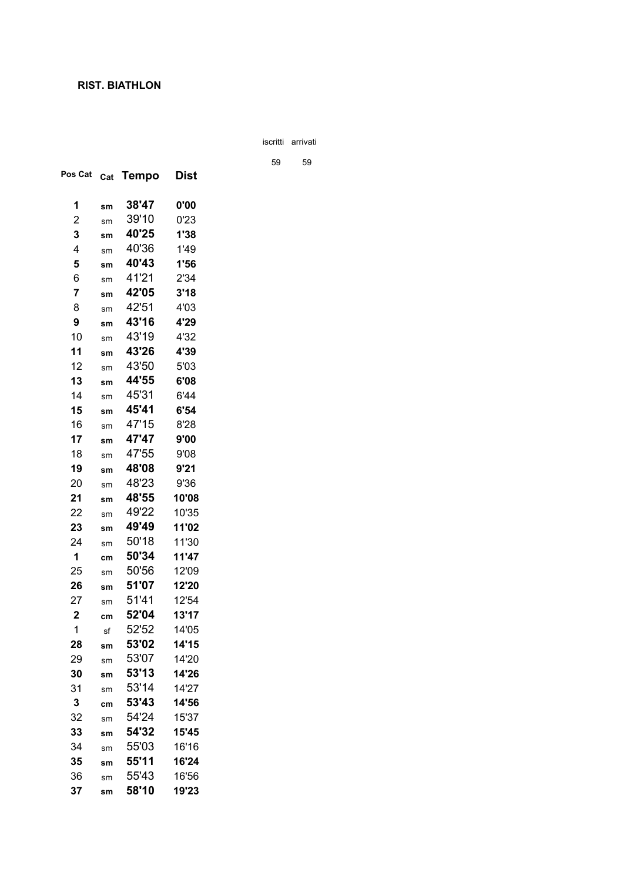**RIST. BIATHLON**

| iscritti | arrivati |
|---|---|
| 59 | 59 |

| Pos Cat | Cat | Tempo | Dist |
|---|---|---|---|
| **1** | **sm** | **38'47** | **0'00** |
| 2 | sm | 39'10 | 0'23 |
| **3** | **sm** | **40'25** | **1'38** |
| 4 | sm | 40'36 | 1'49 |
| **5** | **sm** | **40'43** | **1'56** |
| 6 | sm | 41'21 | 2'34 |
| **7** | **sm** | **42'05** | **3'18** |
| 8 | sm | 42'51 | 4'03 |
| **9** | **sm** | **43'16** | **4'29** |
| 10 | sm | 43'19 | 4'32 |
| **11** | **sm** | **43'26** | **4'39** |
| 12 | sm | 43'50 | 5'03 |
| **13** | **sm** | **44'55** | **6'08** |
| 14 | sm | 45'31 | 6'44 |
| **15** | **sm** | **45'41** | **6'54** |
| 16 | sm | 47'15 | 8'28 |
| **17** | **sm** | **47'47** | **9'00** |
| 18 | sm | 47'55 | 9'08 |
| **19** | **sm** | **48'08** | **9'21** |
| 20 | sm | 48'23 | 9'36 |
| **21** | **sm** | **48'55** | **10'08** |
| 22 | sm | 49'22 | 10'35 |
| **23** | **sm** | **49'49** | **11'02** |
| 24 | sm | 50'18 | 11'30 |
| **1** | **cm** | **50'34** | **11'47** |
| 25 | sm | 50'56 | 12'09 |
| **26** | **sm** | **51'07** | **12'20** |
| 27 | sm | 51'41 | 12'54 |
| **2** | **cm** | **52'04** | **13'17** |
| 1 | sf | 52'52 | 14'05 |
| **28** | **sm** | **53'02** | **14'15** |
| 29 | sm | 53'07 | 14'20 |
| **30** | **sm** | **53'13** | **14'26** |
| 31 | sm | 53'14 | 14'27 |
| **3** | **cm** | **53'43** | **14'56** |
| 32 | sm | 54'24 | 15'37 |
| **33** | **sm** | **54'32** | **15'45** |
| 34 | sm | 55'03 | 16'16 |
| **35** | **sm** | **55'11** | **16'24** |
| 36 | sm | 55'43 | 16'56 |
| **37** | **sm** | **58'10** | **19'23** |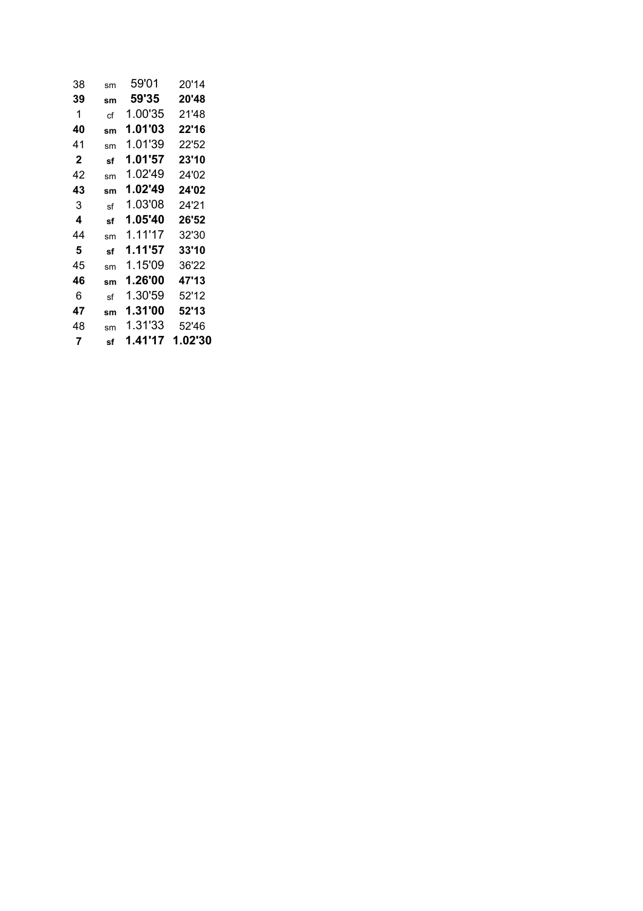| | | | |
|---|---|---|---|
| 38 | sm | 59'01 | 20'14 |
| **39** | **sm** | **59'35** | **20'48** |
| 1 | cf | 1.00'35 | 21'48 |
| **40** | **sm** | **1.01'03** | **22'16** |
| 41 | sm | 1.01'39 | 22'52 |
| **2** | **sf** | **1.01'57** | **23'10** |
| 42 | sm | 1.02'49 | 24'02 |
| **43** | **sm** | **1.02'49** | **24'02** |
| 3 | sf | 1.03'08 | 24'21 |
| **4** | **sf** | **1.05'40** | **26'52** |
| 44 | sm | 1.11'17 | 32'30 |
| **5** | **sf** | **1.11'57** | **33'10** |
| 45 | sm | 1.15'09 | 36'22 |
| **46** | **sm** | **1.26'00** | **47'13** |
| 6 | sf | 1.30'59 | 52'12 |
| **47** | **sm** | **1.31'00** | **52'13** |
| 48 | sm | 1.31'33 | 52'46 |
| **7** | **sf** | **1.41'17** | **1.02'30** |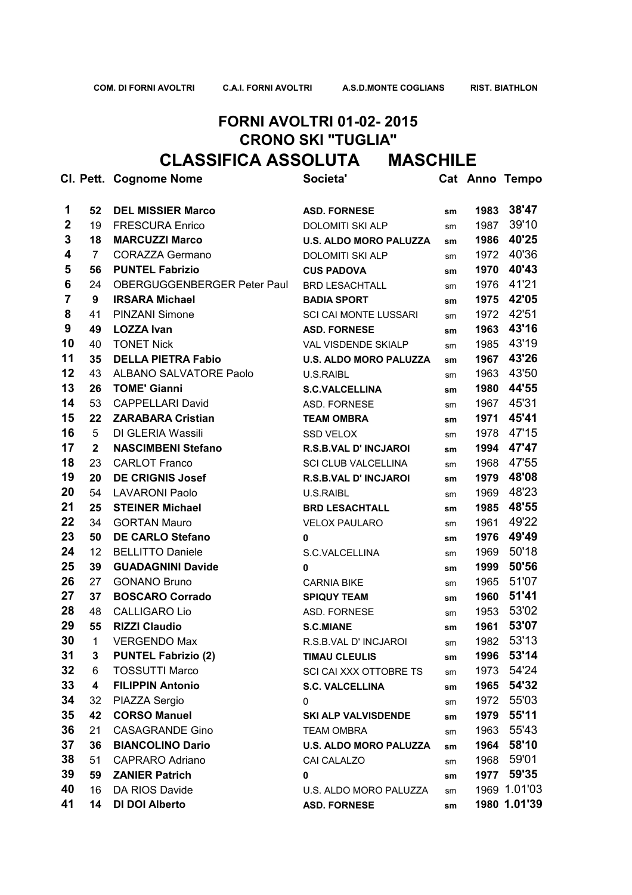COM. DI FORNI AVOLTRI  C.A.I. FORNI AVOLTRI  A.S.D.MONTE COGLIANS  RIST. BIATHLON

## FORNI AVOLTRI 01-02- 2015
## CRONO SKI "TUGLIA"
# CLASSIFICA ASSOLUTA MASCHILE

| Cl. | Pett. | Cognome Nome | Societa' | Cat | Anno | Tempo |
|---|---|---|---|---|---|---|
| 1 | 52 | **DEL MISSIER Marco** | **ASD. FORNESE** | sm | 1983 | 38'47 |
| 2 | 19 | FRESCURA Enrico | DOLOMITI SKI ALP | sm | 1987 | 39'10 |
| 3 | 18 | **MARCUZZI Marco** | **U.S. ALDO MORO PALUZZA** | sm | 1986 | 40'25 |
| 4 | 7 | CORAZZA Germano | DOLOMITI SKI ALP | sm | 1972 | 40'36 |
| 5 | 56 | **PUNTEL Fabrizio** | **CUS PADOVA** | sm | 1970 | 40'43 |
| 6 | 24 | OBERGUGGENBERGER Peter Paul | BRD LESACHTALL | sm | 1976 | 41'21 |
| 7 | 9 | **IRSARA Michael** | **BADIA SPORT** | sm | 1975 | 42'05 |
| 8 | 41 | PINZANI Simone | SCI CAI MONTE LUSSARI | sm | 1972 | 42'51 |
| 9 | 49 | **LOZZA Ivan** | **ASD. FORNESE** | sm | 1963 | 43'16 |
| 10 | 40 | TONET Nick | VAL VISDENDE SKIALP | sm | 1985 | 43'19 |
| 11 | 35 | **DELLA PIETRA Fabio** | **U.S. ALDO MORO PALUZZA** | sm | 1967 | 43'26 |
| 12 | 43 | ALBANO SALVATORE Paolo | U.S.RAIBL | sm | 1963 | 43'50 |
| 13 | 26 | **TOME' Gianni** | **S.C.VALCELLINA** | sm | 1980 | 44'55 |
| 14 | 53 | CAPPELLARI David | ASD. FORNESE | sm | 1967 | 45'31 |
| 15 | 22 | **ZARABARA Cristian** | **TEAM OMBRA** | sm | 1971 | 45'41 |
| 16 | 5 | DI GLERIA Wassili | SSD VELOX | sm | 1978 | 47'15 |
| 17 | 2 | **NASCIMBENI Stefano** | **R.S.B.VAL D' INCJAROI** | sm | 1994 | 47'47 |
| 18 | 23 | CARLOT Franco | SCI CLUB VALCELLINA | sm | 1968 | 47'55 |
| 19 | 20 | **DE CRIGNIS Josef** | **R.S.B.VAL D' INCJAROI** | sm | 1979 | 48'08 |
| 20 | 54 | LAVARONI Paolo | U.S.RAIBL | sm | 1969 | 48'23 |
| 21 | 25 | **STEINER Michael** | **BRD LESACHTALL** | sm | 1985 | 48'55 |
| 22 | 34 | GORTAN Mauro | VELOX PAULARO | sm | 1961 | 49'22 |
| 23 | 50 | **DE CARLO Stefano** | **0** | sm | 1976 | 49'49 |
| 24 | 12 | BELLITTO Daniele | S.C.VALCELLINA | sm | 1969 | 50'18 |
| 25 | 39 | **GUADAGNINI Davide** | **0** | sm | 1999 | 50'56 |
| 26 | 27 | GONANO Bruno | CARNIA BIKE | sm | 1965 | 51'07 |
| 27 | 37 | **BOSCARO Corrado** | **SPIQUY TEAM** | sm | 1960 | 51'41 |
| 28 | 48 | CALLIGARO Lio | ASD. FORNESE | sm | 1953 | 53'02 |
| 29 | 55 | **RIZZI Claudio** | **S.C.MIANE** | sm | 1961 | 53'07 |
| 30 | 1 | VERGENDO Max | R.S.B.VAL D' INCJAROI | sm | 1982 | 53'13 |
| 31 | 3 | **PUNTEL Fabrizio (2)** | **TIMAU CLEULIS** | sm | 1996 | 53'14 |
| 32 | 6 | TOSSUTTI Marco | SCI CAI XXX OTTOBRE TS | sm | 1973 | 54'24 |
| 33 | 4 | **FILIPPIN Antonio** | **S.C. VALCELLINA** | sm | 1965 | 54'32 |
| 34 | 32 | PIAZZA Sergio | 0 | sm | 1972 | 55'03 |
| 35 | 42 | **CORSO Manuel** | **SKI ALP VALVISDENDE** | sm | 1979 | 55'11 |
| 36 | 21 | CASAGRANDE Gino | TEAM OMBRA | sm | 1963 | 55'43 |
| 37 | 36 | **BIANCOLINO Dario** | **U.S. ALDO MORO PALUZZA** | sm | 1964 | 58'10 |
| 38 | 51 | CAPRARO Adriano | CAI CALALZO | sm | 1968 | 59'01 |
| 39 | 59 | **ZANIER Patrich** | **0** | sm | 1977 | 59'35 |
| 40 | 16 | DA RIOS Davide | U.S. ALDO MORO PALUZZA | sm | 1969 | 1.01'03 |
| 41 | 14 | **DI DOI Alberto** | **ASD. FORNESE** | sm | 1980 | 1.01'39 |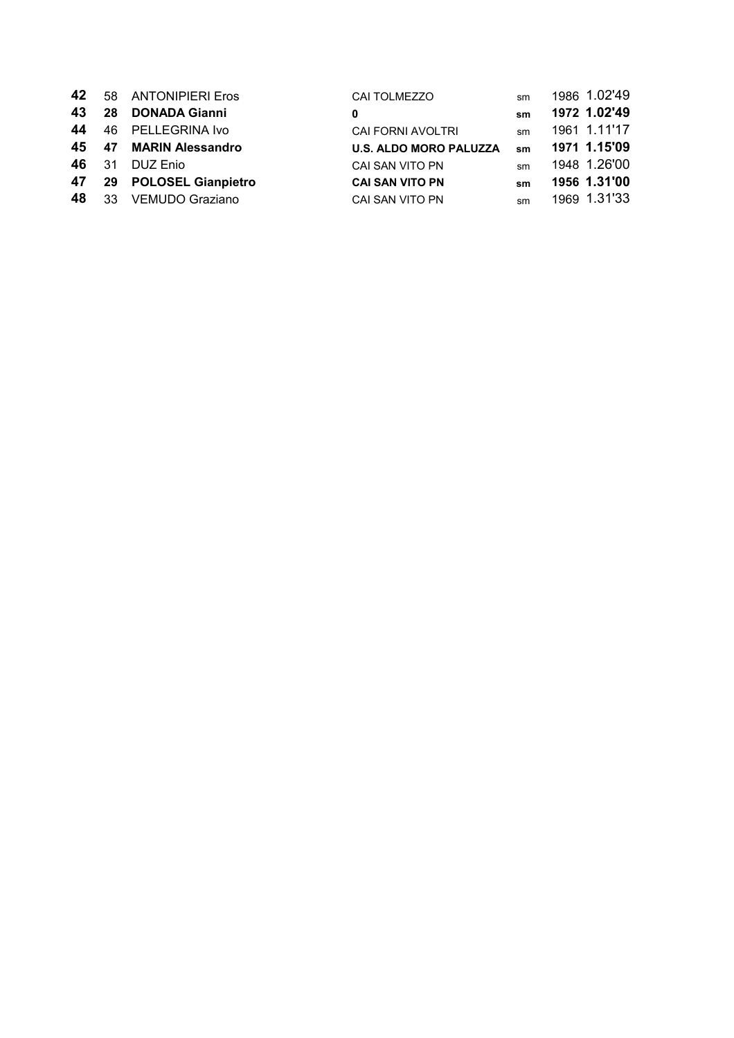| | | | | | | |
|---|---|---|---|---|---|---|
| **42** | 58 | ANTONIPIERI Eros | CAI TOLMEZZO | sm | 1986 | 1.02'49 |
| **43** | **28** | **DONADA Gianni** | **0** | **sm** | **1972** | **1.02'49** |
| **44** | 46 | PELLEGRINA Ivo | CAI FORNI AVOLTRI | sm | 1961 | 1.11'17 |
| **45** | **47** | **MARIN Alessandro** | **U.S. ALDO MORO PALUZZA** | **sm** | **1971** | **1.15'09** |
| **46** | 31 | DUZ Enio | CAI SAN VITO PN | sm | 1948 | 1.26'00 |
| **47** | **29** | **POLOSEL Gianpietro** | **CAI SAN VITO PN** | **sm** | **1956** | **1.31'00** |
| **48** | 33 | VEMUDO Graziano | CAI SAN VITO PN | sm | 1969 | 1.31'33 |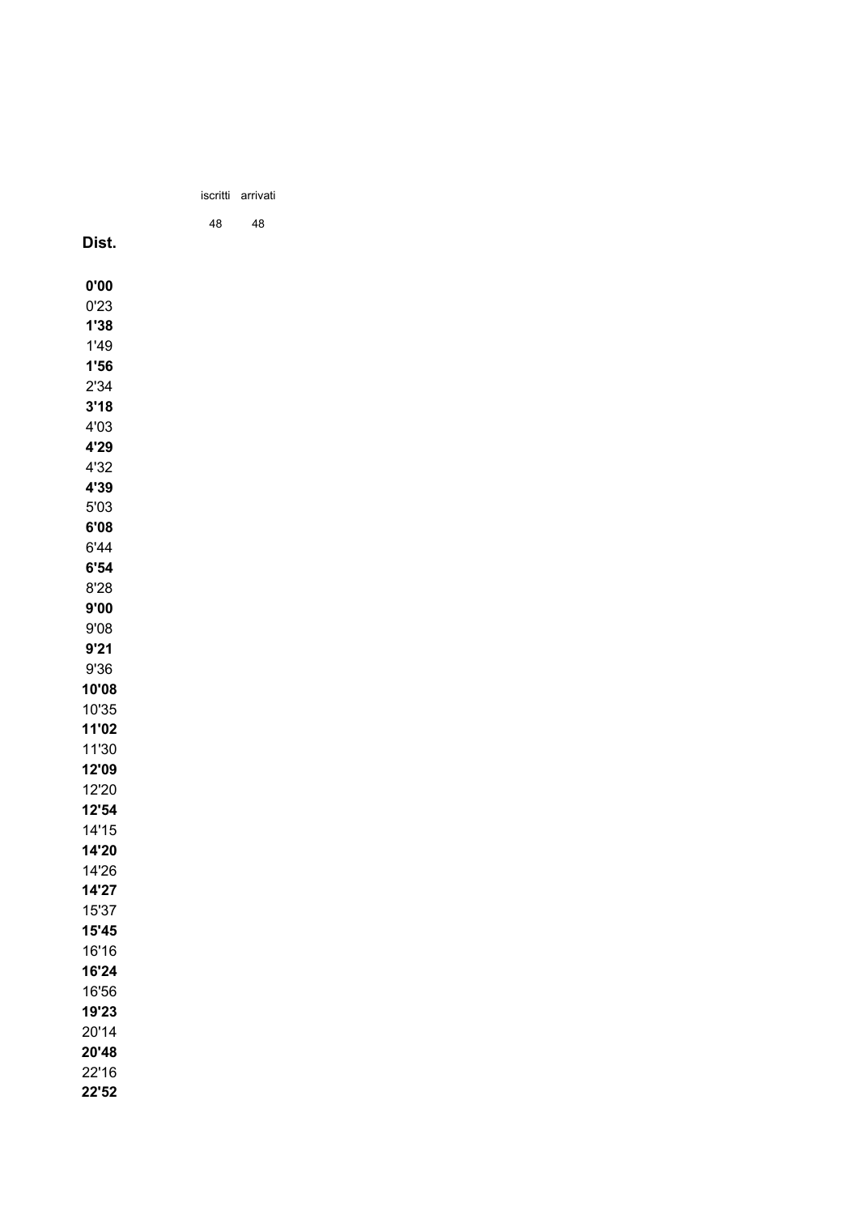| | iscritti | arrivati |
|---|---|---|
| | 48 | 48 |

**Dist.**

**0'00**
0'23
**1'38**
1'49
**1'56**
2'34
**3'18**
4'03
**4'29**
4'32
**4'39**
5'03
**6'08**
6'44
**6'54**
8'28
**9'00**
9'08
**9'21**
9'36
**10'08**
10'35
**11'02**
11'30
**12'09**
12'20
**12'54**
14'15
**14'20**
14'26
**14'27**
15'37
**15'45**
16'16
**16'24**
16'56
**19'23**
20'14
**20'48**
22'16
**22'52**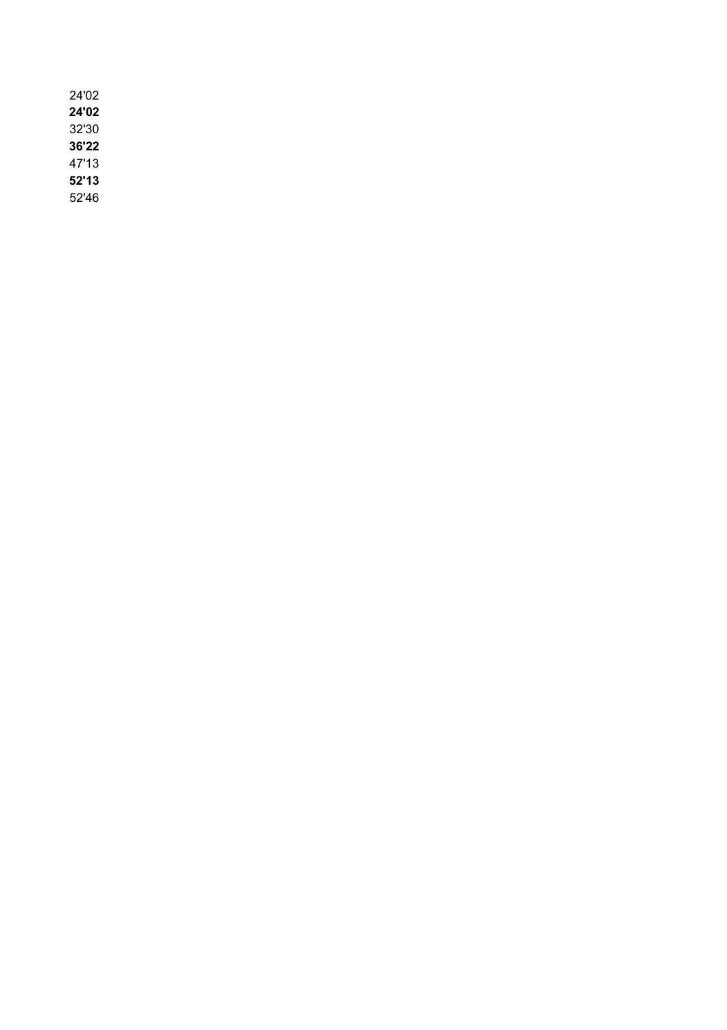24'02
**24'02**
32'30
**36'22**
47'13
**52'13**
52'46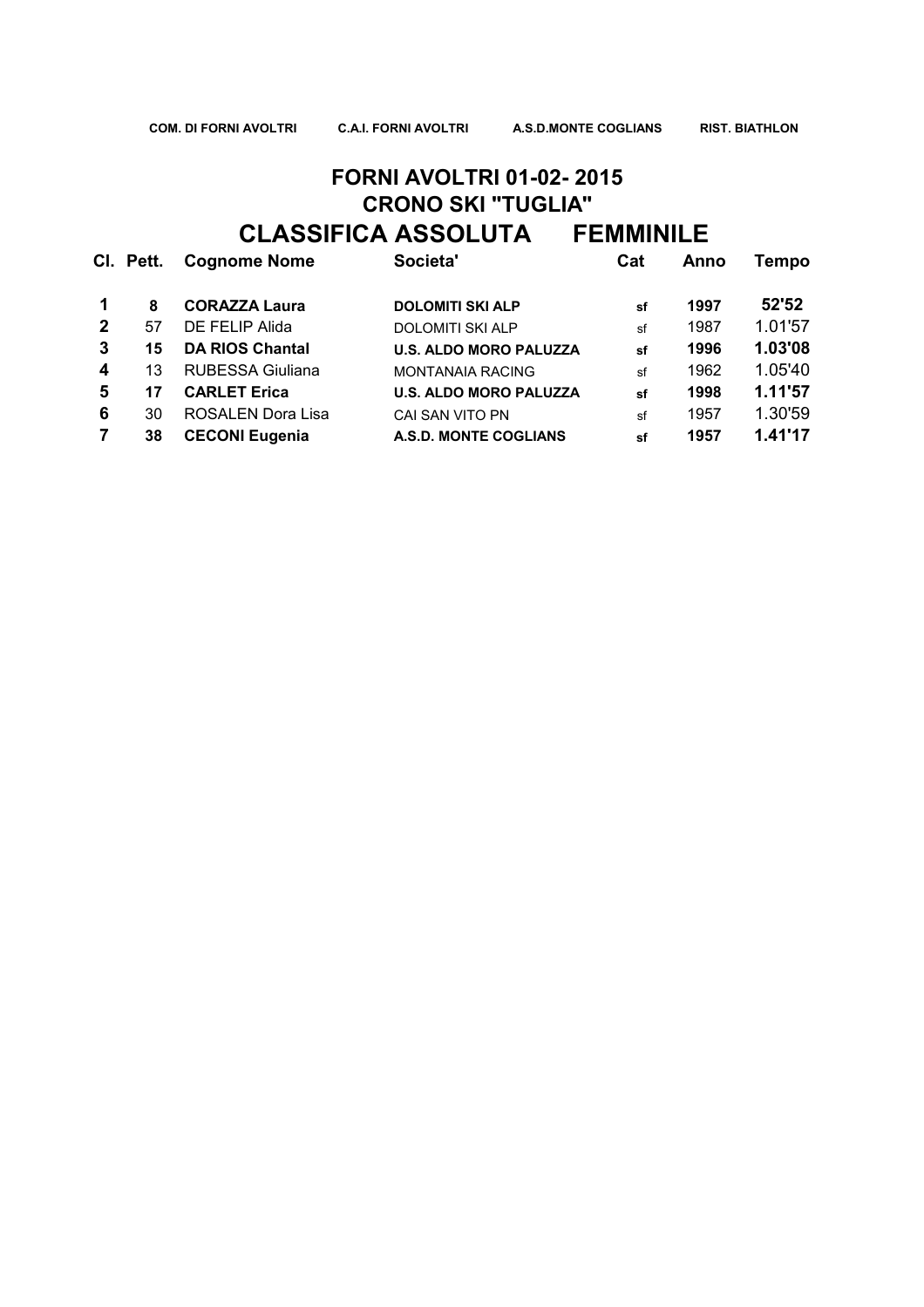**COM. DI FORNI AVOLTRI** **C.A.I. FORNI AVOLTRI** **A.S.D.MONTE COGLIANS** **RIST. BIATHLON**

# FORNI AVOLTRI 01-02- 2015

## CRONO SKI "TUGLIA"

## CLASSIFICA ASSOLUTA FEMMINILE

| Cl. | Pett. | Cognome Nome | Societa' | Cat | Anno | Tempo |
|---|---|---|---|---|---|---|
| **1** | **8** | **CORAZZA Laura** | **DOLOMITI SKI ALP** | **sf** | **1997** | **52'52** |
| **2** | 57 | DE FELIP Alida | DOLOMITI SKI ALP | sf | 1987 | 1.01'57 |
| **3** | **15** | **DA RIOS Chantal** | **U.S. ALDO MORO PALUZZA** | **sf** | **1996** | **1.03'08** |
| **4** | 13 | RUBESSA Giuliana | MONTANAIA RACING | sf | 1962 | 1.05'40 |
| **5** | **17** | **CARLET Erica** | **U.S. ALDO MORO PALUZZA** | **sf** | **1998** | **1.11'57** |
| **6** | 30 | ROSALEN Dora Lisa | CAI SAN VITO PN | sf | 1957 | 1.30'59 |
| **7** | **38** | **CECONI Eugenia** | **A.S.D. MONTE COGLIANS** | **sf** | **1957** | **1.41'17** |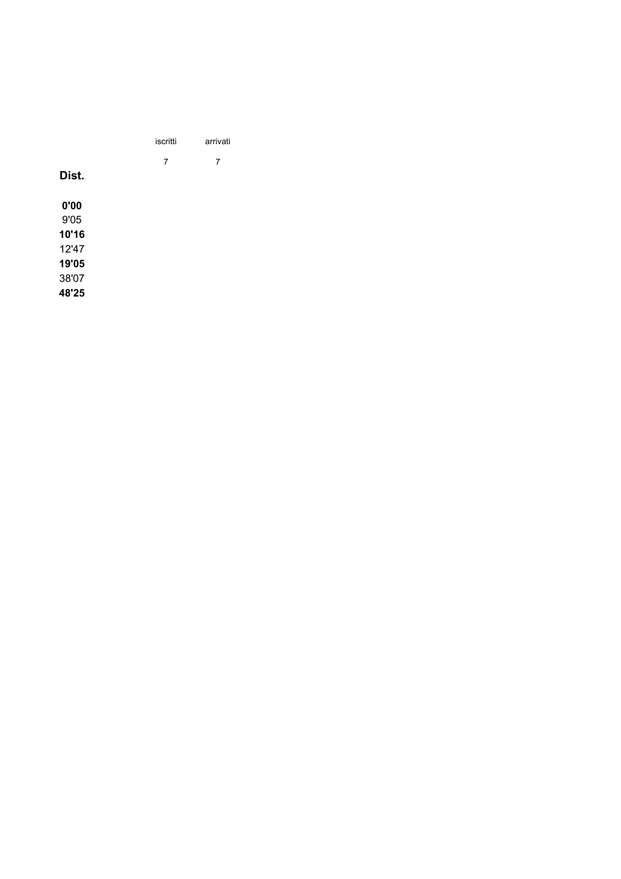| iscritti | arrivati |
|---|---|
| 7 | 7 |

**Dist.**

**0'00**
9'05
**10'16**
12'47
**19'05**
38'07
**48'25**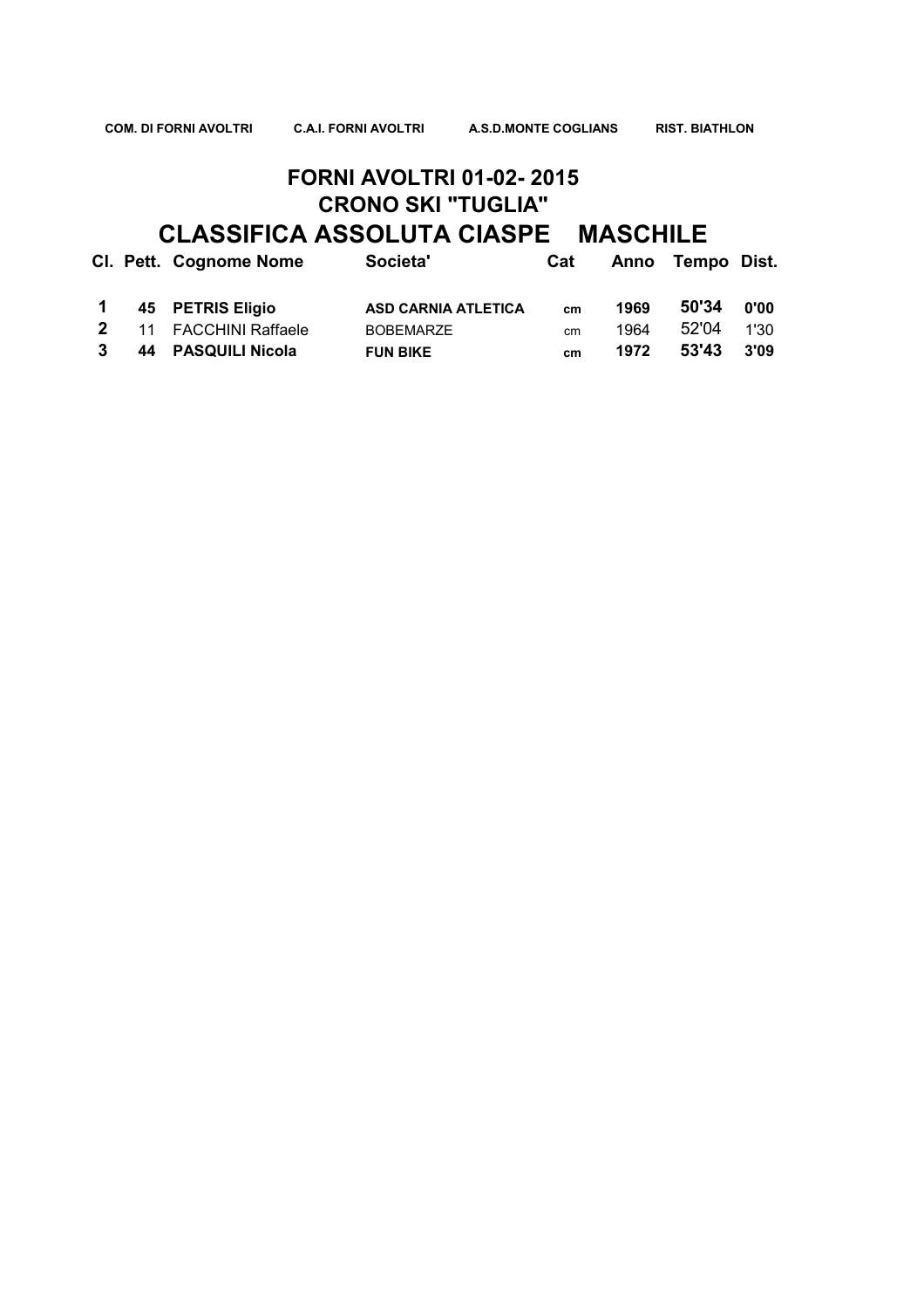COM. DI FORNI AVOLTRI    C.A.I. FORNI AVOLTRI    A.S.D.MONTE COGLIANS    RIST. BIATHLON

## FORNI AVOLTRI 01-02- 2015

## CRONO SKI "TUGLIA"

# CLASSIFICA ASSOLUTA CIASPE MASCHILE

| Cl. | Pett. | Cognome Nome | Societa' | Cat | Anno | Tempo | Dist. |
|---|---|---|---|---|---|---|---|
| **1** | **45** | **PETRIS Eligio** | **ASD CARNIA ATLETICA** | **cm** | **1969** | **50'34** | **0'00** |
| **2** | 11 | FACCHINI Raffaele | BOBEMARZE | cm | 1964 | 52'04 | 1'30 |
| **3** | **44** | **PASQUILI Nicola** | **FUN BIKE** | **cm** | **1972** | **53'43** | **3'09** |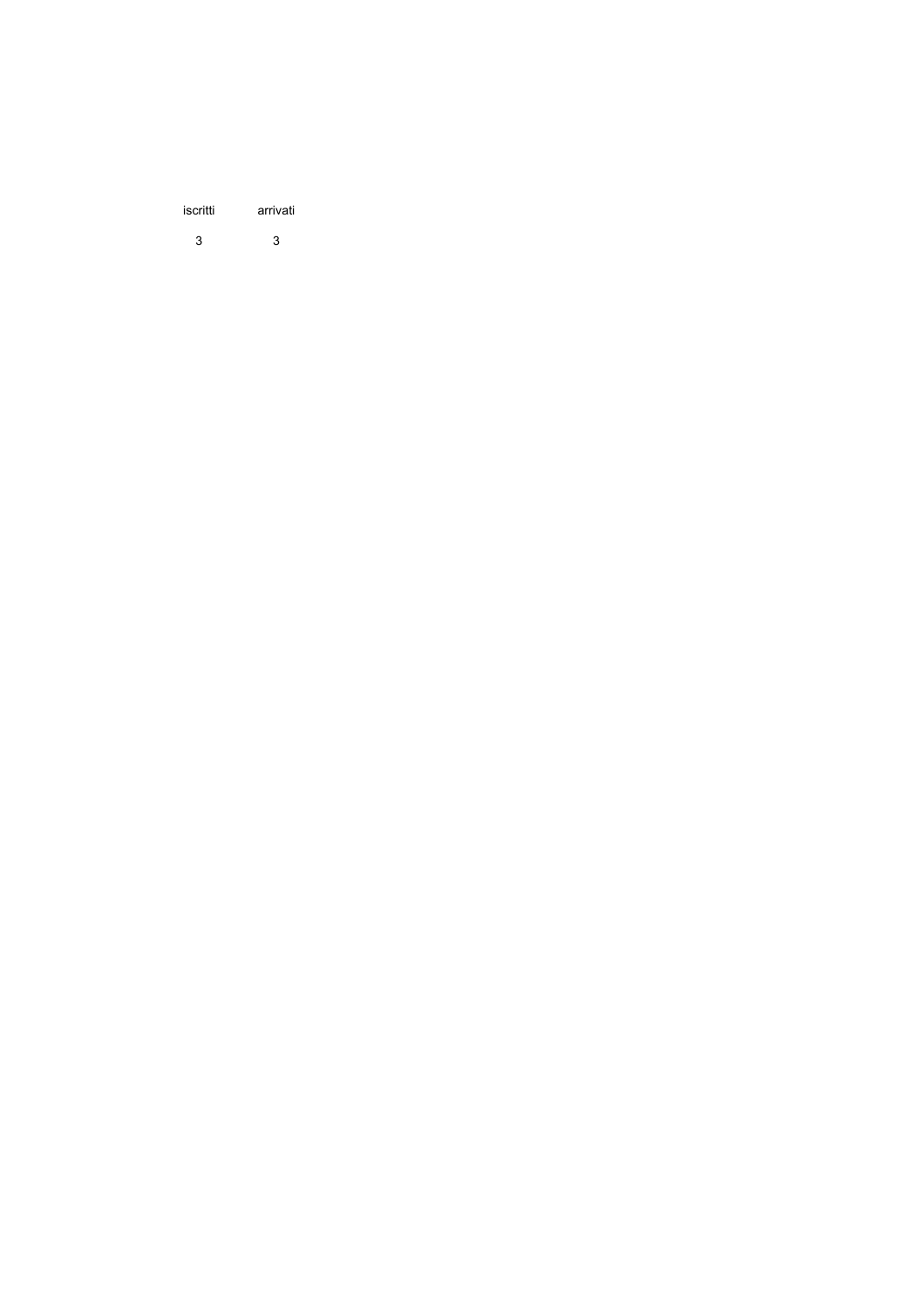| iscritti | arrivati |
| --- | --- |
| 3 | 3 |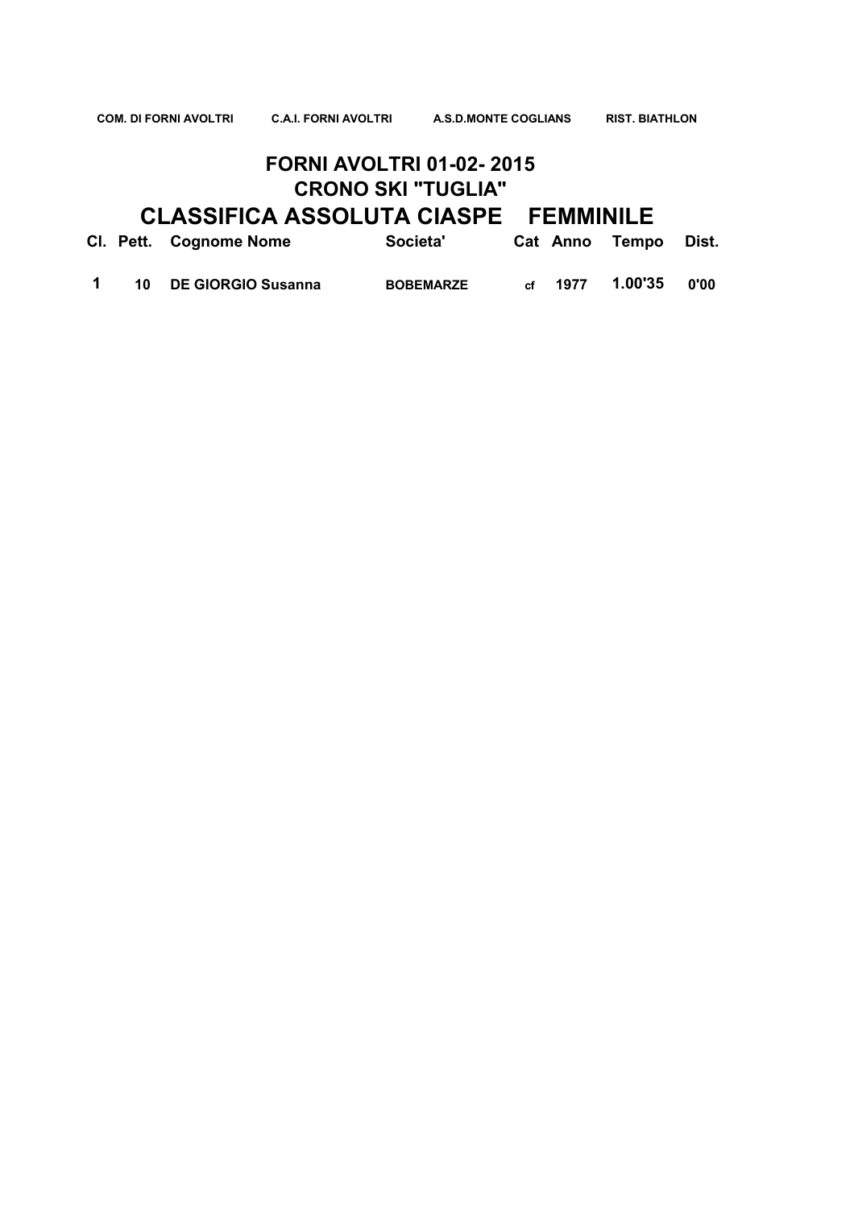COM. DI FORNI AVOLTRI C.A.I. FORNI AVOLTRI A.S.D.MONTE COGLIANS RIST. BIATHLON

## FORNI AVOLTRI 01-02- 2015
## CRONO SKI "TUGLIA"
# CLASSIFICA ASSOLUTA CIASPE FEMMINILE

| Cl. | Pett. | Cognome Nome | Societa' | Cat | Anno | Tempo | Dist. |
|---|---|---|---|---|---|---|---|
| 1 | 10 | DE GIORGIO Susanna | BOBEMARZE | cf | 1977 | 1.00'35 | 0'00 |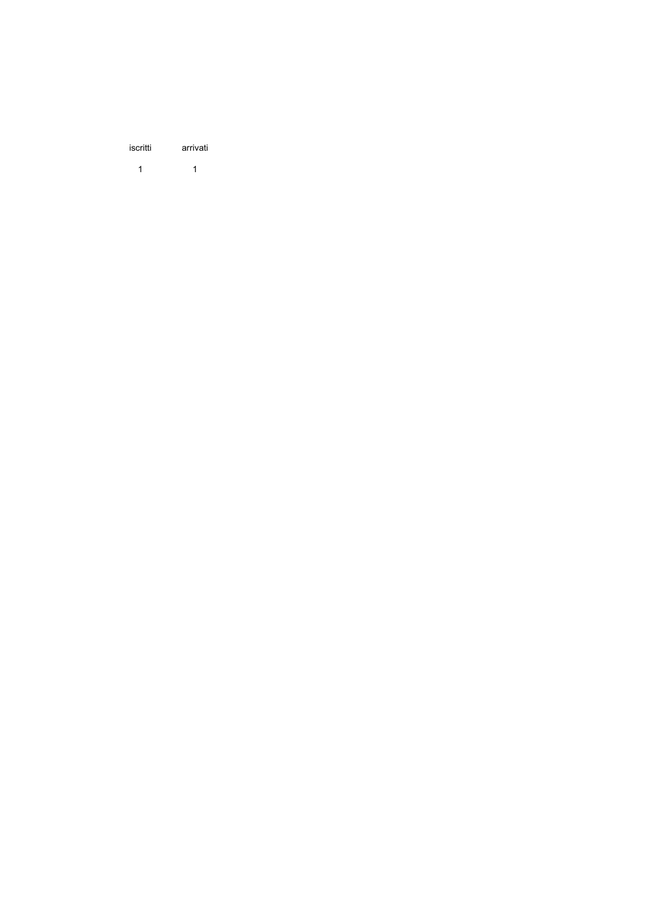| iscritti | arrivati |
| --- | --- |
| 1 | 1 |